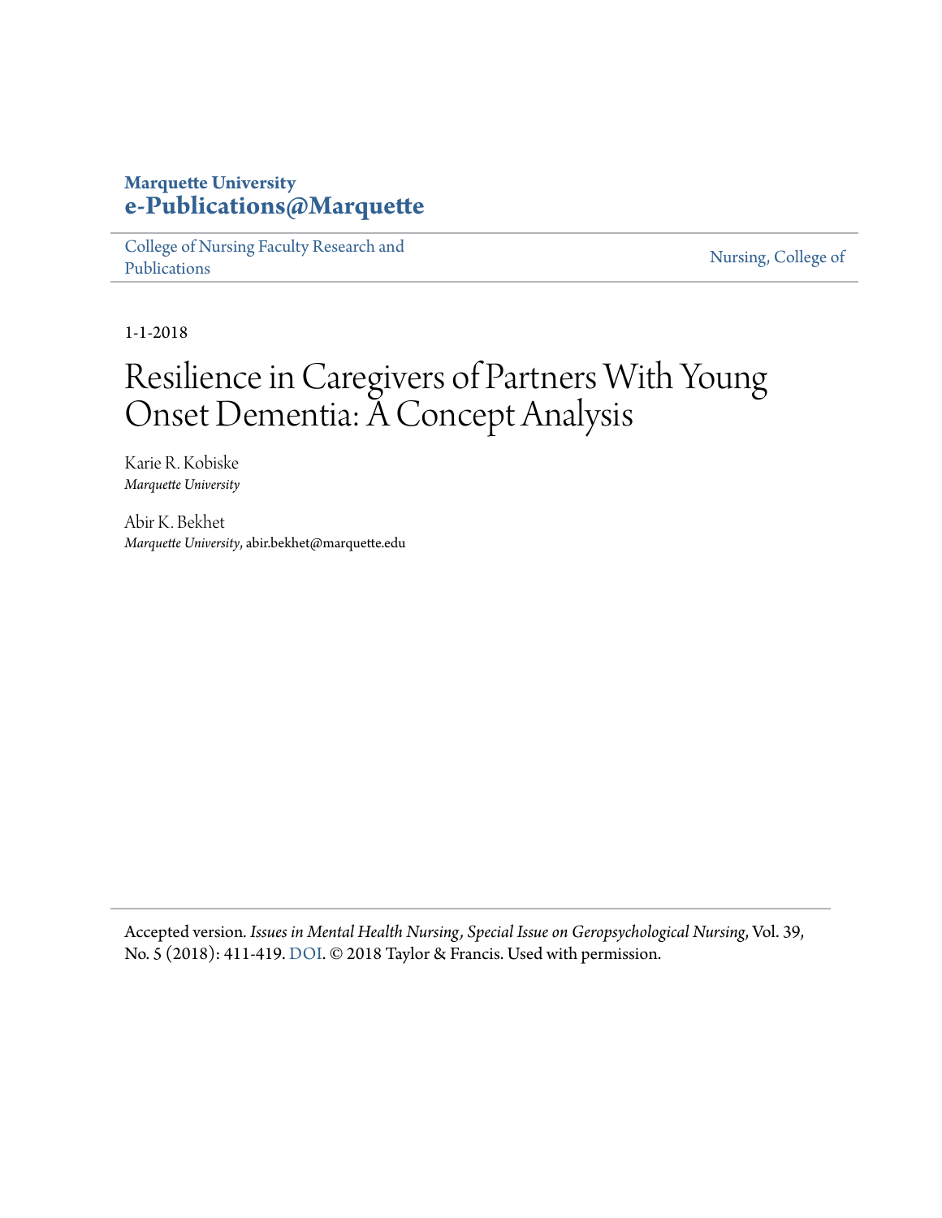**Marquette University**
**e-Publications@Marquette**

College of Nursing Faculty Research and Publications | Nursing, College of

1-1-2018

# Resilience in Caregivers of Partners With Young Onset Dementia: A Concept Analysis

Karie R. Kobiske
*Marquette University*

Abir K. Bekhet
*Marquette University*, abir.bekhet@marquette.edu

Accepted version. *Issues in Mental Health Nursing*, *Special Issue on Geropsychological Nursing*, Vol. 39, No. 5 (2018): 411-419. DOI. © 2018 Taylor & Francis. Used with permission.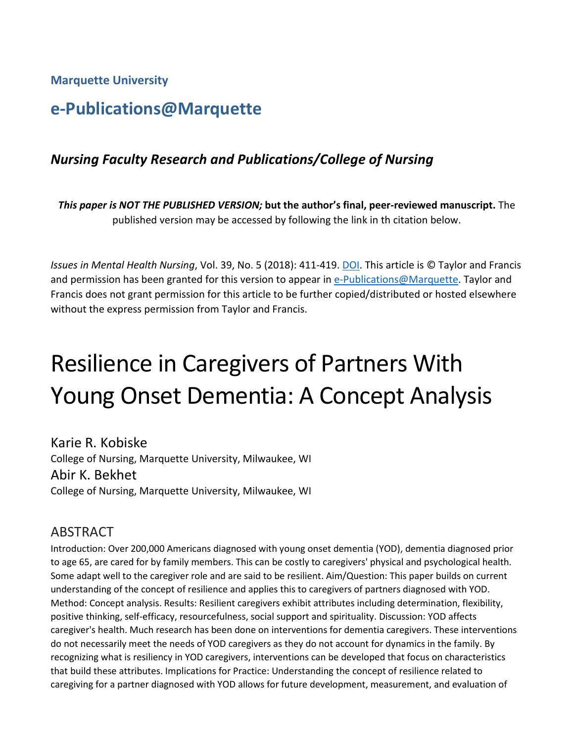**Marquette University**

## e-Publications@Marquette

### *Nursing Faculty Research and Publications/College of Nursing*

***This paper is NOT THE PUBLISHED VERSION;* but the author's final, peer-reviewed manuscript.** The published version may be accessed by following the link in th citation below.

*Issues in Mental Health Nursing*, Vol. 39, No. 5 (2018): 411-419. DOI. This article is © Taylor and Francis and permission has been granted for this version to appear in e-Publications@Marquette. Taylor and Francis does not grant permission for this article to be further copied/distributed or hosted elsewhere without the express permission from Taylor and Francis.

# Resilience in Caregivers of Partners With Young Onset Dementia: A Concept Analysis

Karie R. Kobiske
College of Nursing, Marquette University, Milwaukee, WI

Abir K. Bekhet
College of Nursing, Marquette University, Milwaukee, WI

## ABSTRACT

Introduction: Over 200,000 Americans diagnosed with young onset dementia (YOD), dementia diagnosed prior to age 65, are cared for by family members. This can be costly to caregivers' physical and psychological health. Some adapt well to the caregiver role and are said to be resilient. Aim/Question: This paper builds on current understanding of the concept of resilience and applies this to caregivers of partners diagnosed with YOD. Method: Concept analysis. Results: Resilient caregivers exhibit attributes including determination, flexibility, positive thinking, self-efficacy, resourcefulness, social support and spirituality. Discussion: YOD affects caregiver's health. Much research has been done on interventions for dementia caregivers. These interventions do not necessarily meet the needs of YOD caregivers as they do not account for dynamics in the family. By recognizing what is resiliency in YOD caregivers, interventions can be developed that focus on characteristics that build these attributes. Implications for Practice: Understanding the concept of resilience related to caregiving for a partner diagnosed with YOD allows for future development, measurement, and evaluation of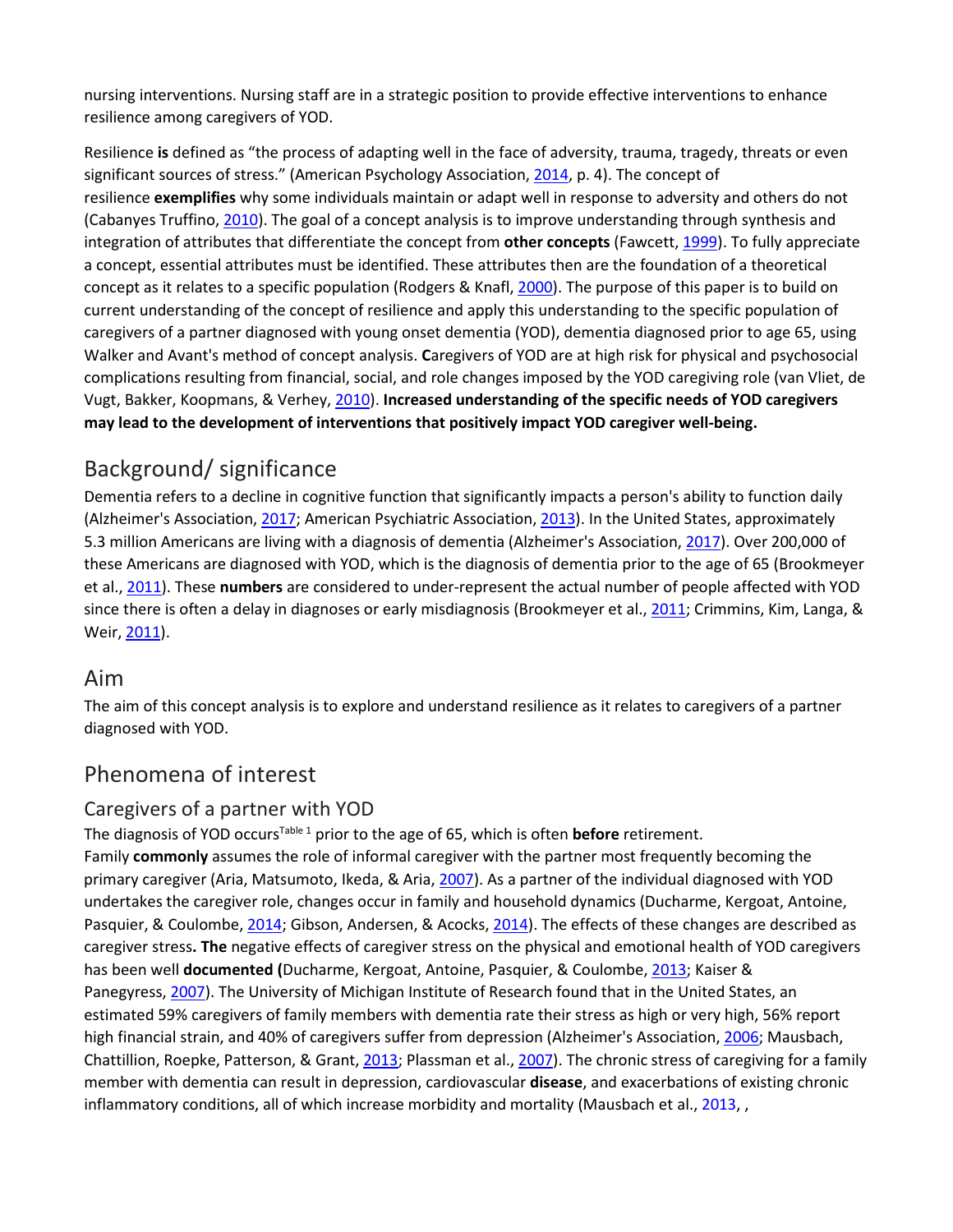nursing interventions. Nursing staff are in a strategic position to provide effective interventions to enhance resilience among caregivers of YOD.

Resilience **is** defined as "the process of adapting well in the face of adversity, trauma, tragedy, threats or even significant sources of stress." (American Psychology Association, 2014, p. 4). The concept of resilience **exemplifies** why some individuals maintain or adapt well in response to adversity and others do not (Cabanyes Truffino, 2010). The goal of a concept analysis is to improve understanding through synthesis and integration of attributes that differentiate the concept from **other concepts** (Fawcett, 1999). To fully appreciate a concept, essential attributes must be identified. These attributes then are the foundation of a theoretical concept as it relates to a specific population (Rodgers & Knafl, 2000). The purpose of this paper is to build on current understanding of the concept of resilience and apply this understanding to the specific population of caregivers of a partner diagnosed with young onset dementia (YOD), dementia diagnosed prior to age 65, using Walker and Avant's method of concept analysis. **C**aregivers of YOD are at high risk for physical and psychosocial complications resulting from financial, social, and role changes imposed by the YOD caregiving role (van Vliet, de Vugt, Bakker, Koopmans, & Verhey, 2010). **Increased understanding of the specific needs of YOD caregivers may lead to the development of interventions that positively impact YOD caregiver well-being.**

## Background/ significance

Dementia refers to a decline in cognitive function that significantly impacts a person's ability to function daily (Alzheimer's Association, 2017; American Psychiatric Association, 2013). In the United States, approximately 5.3 million Americans are living with a diagnosis of dementia (Alzheimer's Association, 2017). Over 200,000 of these Americans are diagnosed with YOD, which is the diagnosis of dementia prior to the age of 65 (Brookmeyer et al., 2011). These **numbers** are considered to under-represent the actual number of people affected with YOD since there is often a delay in diagnoses or early misdiagnosis (Brookmeyer et al., 2011; Crimmins, Kim, Langa, & Weir, 2011).

## Aim

The aim of this concept analysis is to explore and understand resilience as it relates to caregivers of a partner diagnosed with YOD.

## Phenomena of interest

### Caregivers of a partner with YOD

The diagnosis of YOD occurs[Table 1] prior to the age of 65, which is often **before** retirement. Family **commonly** assumes the role of informal caregiver with the partner most frequently becoming the primary caregiver (Aria, Matsumoto, Ikeda, & Aria, 2007). As a partner of the individual diagnosed with YOD undertakes the caregiver role, changes occur in family and household dynamics (Ducharme, Kergoat, Antoine, Pasquier, & Coulombe, 2014; Gibson, Andersen, & Acocks, 2014). The effects of these changes are described as caregiver stress**. The** negative effects of caregiver stress on the physical and emotional health of YOD caregivers has been well **documented (**Ducharme, Kergoat, Antoine, Pasquier, & Coulombe, 2013; Kaiser & Panegyress, 2007). The University of Michigan Institute of Research found that in the United States, an estimated 59% caregivers of family members with dementia rate their stress as high or very high, 56% report high financial strain, and 40% of caregivers suffer from depression (Alzheimer's Association, 2006; Mausbach, Chattillion, Roepke, Patterson, & Grant, 2013; Plassman et al., 2007). The chronic stress of caregiving for a family member with dementia can result in depression, cardiovascular **disease**, and exacerbations of existing chronic inflammatory conditions, all of which increase morbidity and mortality (Mausbach et al., 2013, ,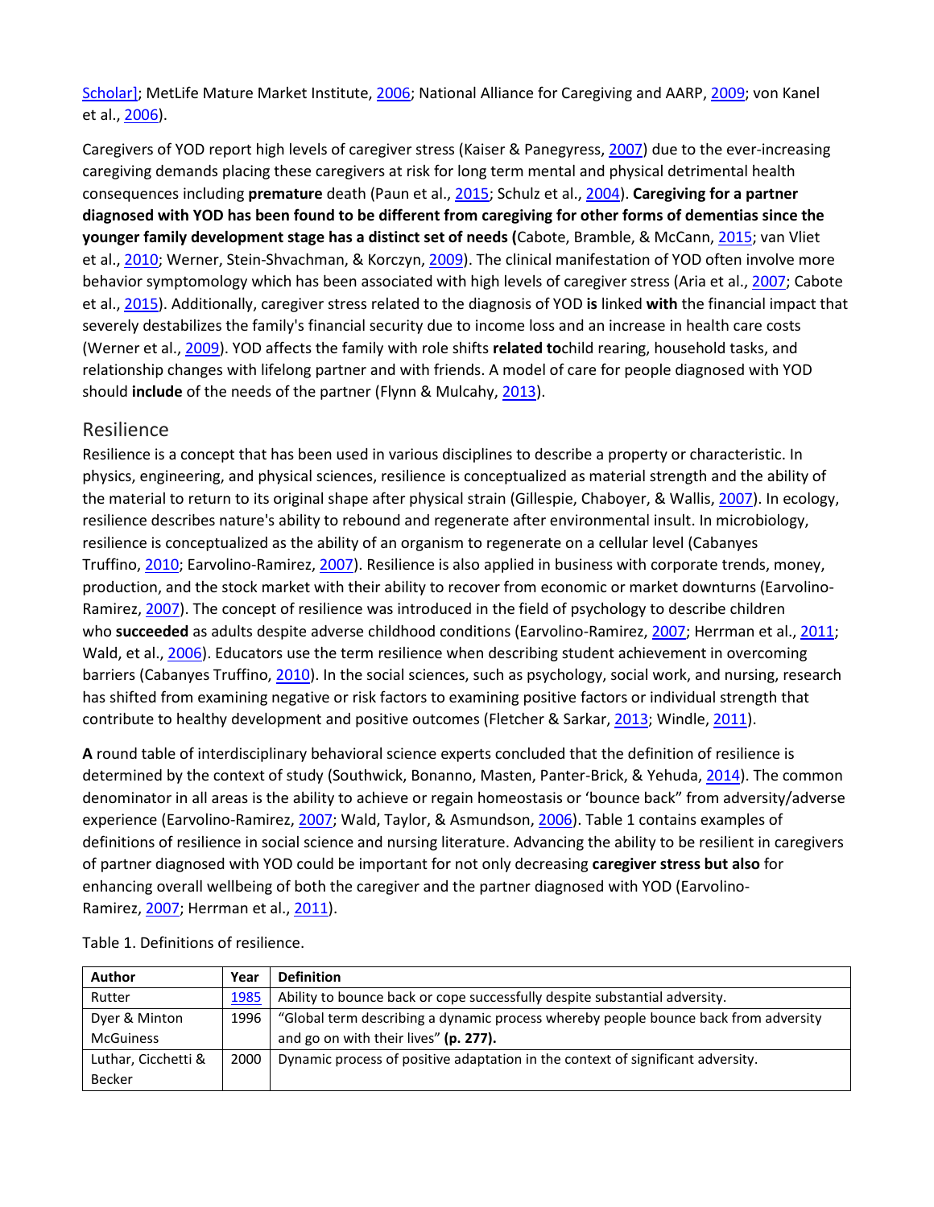Scholar]; MetLife Mature Market Institute, 2006; National Alliance for Caregiving and AARP, 2009; von Kanel et al., 2006).

Caregivers of YOD report high levels of caregiver stress (Kaiser & Panegyress, 2007) due to the ever-increasing caregiving demands placing these caregivers at risk for long term mental and physical detrimental health consequences including **premature** death (Paun et al., 2015; Schulz et al., 2004). **Caregiving for a partner diagnosed with YOD has been found to be different from caregiving for other forms of dementias since the younger family development stage has a distinct set of needs (**Cabote, Bramble, & McCann, 2015; van Vliet et al., 2010; Werner, Stein-Shvachman, & Korczyn, 2009). The clinical manifestation of YOD often involve more behavior symptomology which has been associated with high levels of caregiver stress (Aria et al., 2007; Cabote et al., 2015). Additionally, caregiver stress related to the diagnosis of YOD **is** linked **with** the financial impact that severely destabilizes the family's financial security due to income loss and an increase in health care costs (Werner et al., 2009). YOD affects the family with role shifts **related to**child rearing, household tasks, and relationship changes with lifelong partner and with friends. A model of care for people diagnosed with YOD should **include** of the needs of the partner (Flynn & Mulcahy, 2013).

## Resilience

Resilience is a concept that has been used in various disciplines to describe a property or characteristic. In physics, engineering, and physical sciences, resilience is conceptualized as material strength and the ability of the material to return to its original shape after physical strain (Gillespie, Chaboyer, & Wallis, 2007). In ecology, resilience describes nature's ability to rebound and regenerate after environmental insult. In microbiology, resilience is conceptualized as the ability of an organism to regenerate on a cellular level (Cabanyes Truffino, 2010; Earvolino-Ramirez, 2007). Resilience is also applied in business with corporate trends, money, production, and the stock market with their ability to recover from economic or market downturns (Earvolino-Ramirez, 2007). The concept of resilience was introduced in the field of psychology to describe children who **succeeded** as adults despite adverse childhood conditions (Earvolino-Ramirez, 2007; Herrman et al., 2011; Wald, et al., 2006). Educators use the term resilience when describing student achievement in overcoming barriers (Cabanyes Truffino, 2010). In the social sciences, such as psychology, social work, and nursing, research has shifted from examining negative or risk factors to examining positive factors or individual strength that contribute to healthy development and positive outcomes (Fletcher & Sarkar, 2013; Windle, 2011).

**A** round table of interdisciplinary behavioral science experts concluded that the definition of resilience is determined by the context of study (Southwick, Bonanno, Masten, Panter-Brick, & Yehuda, 2014). The common denominator in all areas is the ability to achieve or regain homeostasis or 'bounce back" from adversity/adverse experience (Earvolino-Ramirez, 2007; Wald, Taylor, & Asmundson, 2006). Table 1 contains examples of definitions of resilience in social science and nursing literature. Advancing the ability to be resilient in caregivers of partner diagnosed with YOD could be important for not only decreasing **caregiver stress but also** for enhancing overall wellbeing of both the caregiver and the partner diagnosed with YOD (Earvolino-Ramirez, 2007; Herrman et al., 2011).

Table 1. Definitions of resilience.

| Author | Year | Definition |
|---|---|---|
| Rutter | 1985 | Ability to bounce back or cope successfully despite substantial adversity. |
| Dyer & Minton McGuiness | 1996 | "Global term describing a dynamic process whereby people bounce back from adversity and go on with their lives" **(p. 277).** |
| Luthar, Cicchetti & Becker | 2000 | Dynamic process of positive adaptation in the context of significant adversity. |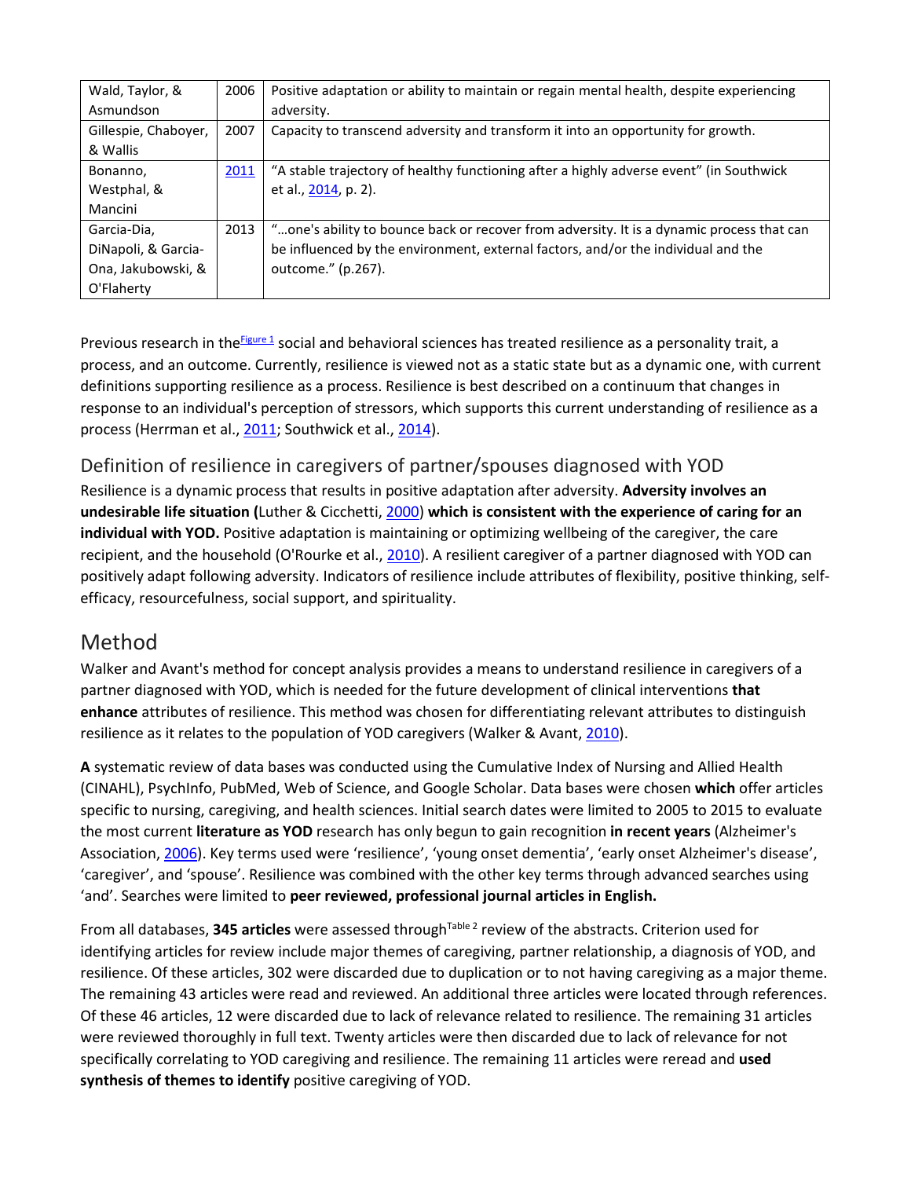| Wald, Taylor, & Asmundson | 2006 | Positive adaptation or ability to maintain or regain mental health, despite experiencing adversity. |
| --- | --- | --- |
| Gillespie, Chaboyer, & Wallis | 2007 | Capacity to transcend adversity and transform it into an opportunity for growth. |
| Bonanno, Westphal, & Mancini | 2011 | "A stable trajectory of healthy functioning after a highly adverse event" (in Southwick et al., 2014, p. 2). |
| Garcia-Dia, DiNapoli, & Garcia-Ona, Jakubowski, & O'Flaherty | 2013 | "…one's ability to bounce back or recover from adversity. It is a dynamic process that can be influenced by the environment, external factors, and/or the individual and the outcome." (p.267). |

Previous research in the[Figure 1] social and behavioral sciences has treated resilience as a personality trait, a process, and an outcome. Currently, resilience is viewed not as a static state but as a dynamic one, with current definitions supporting resilience as a process. Resilience is best described on a continuum that changes in response to an individual's perception of stressors, which supports this current understanding of resilience as a process (Herrman et al., 2011; Southwick et al., 2014).

## Definition of resilience in caregivers of partner/spouses diagnosed with YOD

Resilience is a dynamic process that results in positive adaptation after adversity. **Adversity involves an undesirable life situation (**Luther & Cicchetti, 2000**) which is consistent with the experience of caring for an individual with YOD.** Positive adaptation is maintaining or optimizing wellbeing of the caregiver, the care recipient, and the household (O'Rourke et al., 2010). A resilient caregiver of a partner diagnosed with YOD can positively adapt following adversity. Indicators of resilience include attributes of flexibility, positive thinking, self-efficacy, resourcefulness, social support, and spirituality.

# Method

Walker and Avant's method for concept analysis provides a means to understand resilience in caregivers of a partner diagnosed with YOD, which is needed for the future development of clinical interventions **that enhance** attributes of resilience. This method was chosen for differentiating relevant attributes to distinguish resilience as it relates to the population of YOD caregivers (Walker & Avant, 2010).

**A** systematic review of data bases was conducted using the Cumulative Index of Nursing and Allied Health (CINAHL), PsychInfo, PubMed, Web of Science, and Google Scholar. Data bases were chosen **which** offer articles specific to nursing, caregiving, and health sciences. Initial search dates were limited to 2005 to 2015 to evaluate the most current **literature as YOD** research has only begun to gain recognition **in recent years** (Alzheimer's Association, 2006). Key terms used were 'resilience', 'young onset dementia', 'early onset Alzheimer's disease', 'caregiver', and 'spouse'. Resilience was combined with the other key terms through advanced searches using 'and'. Searches were limited to **peer reviewed, professional journal articles in English.**

From all databases, **345 articles** were assessed through[Table 2] review of the abstracts. Criterion used for identifying articles for review include major themes of caregiving, partner relationship, a diagnosis of YOD, and resilience. Of these articles, 302 were discarded due to duplication or to not having caregiving as a major theme. The remaining 43 articles were read and reviewed. An additional three articles were located through references. Of these 46 articles, 12 were discarded due to lack of relevance related to resilience. The remaining 31 articles were reviewed thoroughly in full text. Twenty articles were then discarded due to lack of relevance for not specifically correlating to YOD caregiving and resilience. The remaining 11 articles were reread and **used synthesis of themes to identify** positive caregiving of YOD.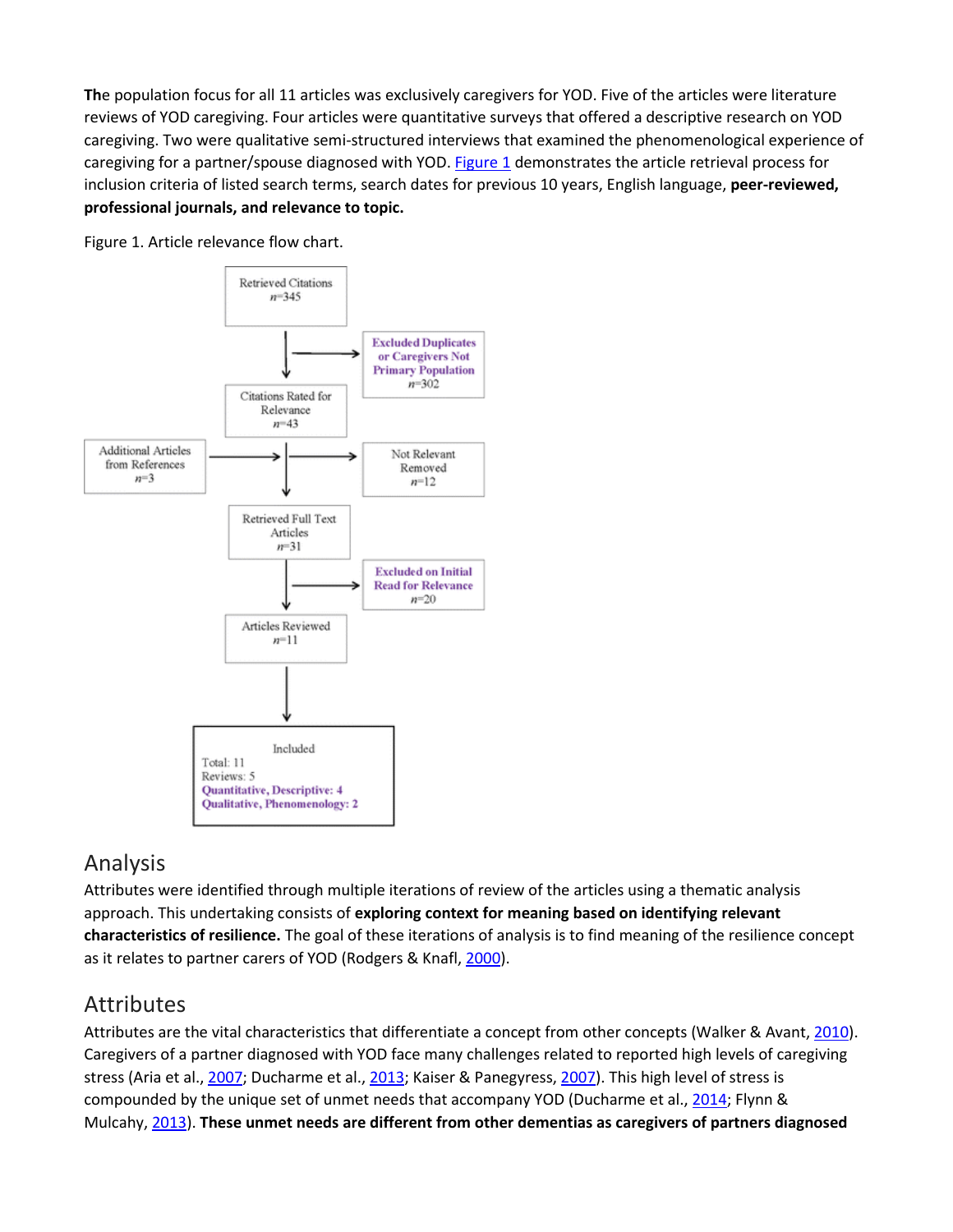**Th**e population focus for all 11 articles was exclusively caregivers for YOD. Five of the articles were literature reviews of YOD caregiving. Four articles were quantitative surveys that offered a descriptive research on YOD caregiving. Two were qualitative semi-structured interviews that examined the phenomenological experience of caregiving for a partner/spouse diagnosed with YOD. Figure 1 demonstrates the article retrieval process for inclusion criteria of listed search terms, search dates for previous 10 years, English language, **peer-reviewed, professional journals, and relevance to topic.**

Figure 1. Article relevance flow chart.

Retrieved Citations
*n*=345

Excluded Duplicates or Caregivers Not Primary Population
*n*=302

Citations Rated for Relevance
*n*=43

Additional Articles from References
*n*=3

Not Relevant Removed
*n*=12

Retrieved Full Text Articles
*n*=31

Excluded on Initial Read for Relevance
*n*=20

Articles Reviewed
*n*=11

Included
Total: 11
Reviews: 5
Quantitative, Descriptive: 4
Qualitative, Phenomenology: 2

## Analysis

Attributes were identified through multiple iterations of review of the articles using a thematic analysis approach. This undertaking consists of **exploring context for meaning based on identifying relevant characteristics of resilience.** The goal of these iterations of analysis is to find meaning of the resilience concept as it relates to partner carers of YOD (Rodgers & Knafl, 2000).

## Attributes

Attributes are the vital characteristics that differentiate a concept from other concepts (Walker & Avant, 2010). Caregivers of a partner diagnosed with YOD face many challenges related to reported high levels of caregiving stress (Aria et al., 2007; Ducharme et al., 2013; Kaiser & Panegyress, 2007). This high level of stress is compounded by the unique set of unmet needs that accompany YOD (Ducharme et al., 2014; Flynn & Mulcahy, 2013). **These unmet needs are different from other dementias as caregivers of partners diagnosed**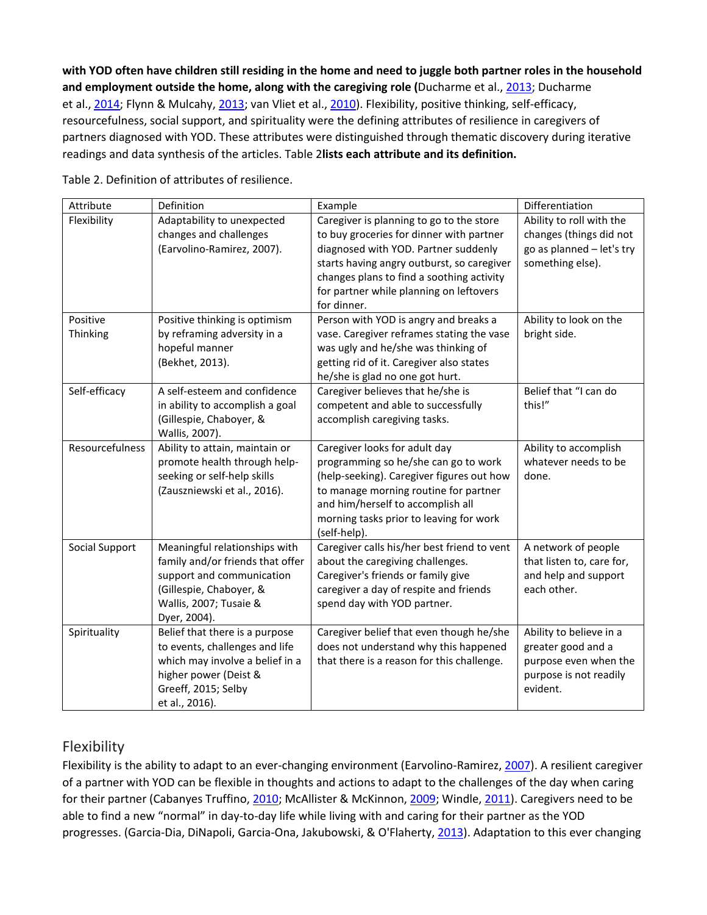**with YOD often have children still residing in the home and need to juggle both partner roles in the household and employment outside the home, along with the caregiving role (**Ducharme et al., 2013; Ducharme et al., 2014; Flynn & Mulcahy, 2013; van Vliet et al., 2010). Flexibility, positive thinking, self-efficacy, resourcefulness, social support, and spirituality were the defining attributes of resilience in caregivers of partners diagnosed with YOD. These attributes were distinguished through thematic discovery during iterative readings and data synthesis of the articles. Table 2**lists each attribute and its definition.**

Table 2. Definition of attributes of resilience.

| Attribute | Definition | Example | Differentiation |
|---|---|---|---|
| Flexibility | Adaptability to unexpected changes and challenges (Earvolino-Ramirez, 2007). | Caregiver is planning to go to the store to buy groceries for dinner with partner diagnosed with YOD. Partner suddenly starts having angry outburst, so caregiver changes plans to find a soothing activity for partner while planning on leftovers for dinner. | Ability to roll with the changes (things did not go as planned – let's try something else). |
| Positive Thinking | Positive thinking is optimism by reframing adversity in a hopeful manner (Bekhet, 2013). | Person with YOD is angry and breaks a vase. Caregiver reframes stating the vase was ugly and he/she was thinking of getting rid of it. Caregiver also states he/she is glad no one got hurt. | Ability to look on the bright side. |
| Self-efficacy | A self-esteem and confidence in ability to accomplish a goal (Gillespie, Chaboyer, & Wallis, 2007). | Caregiver believes that he/she is competent and able to successfully accomplish caregiving tasks. | Belief that "I can do this!" |
| Resourcefulness | Ability to attain, maintain or promote health through help-seeking or self-help skills (Zauszniewski et al., 2016). | Caregiver looks for adult day programming so he/she can go to work (help-seeking). Caregiver figures out how to manage morning routine for partner and him/herself to accomplish all morning tasks prior to leaving for work (self-help). | Ability to accomplish whatever needs to be done. |
| Social Support | Meaningful relationships with family and/or friends that offer support and communication (Gillespie, Chaboyer, & Wallis, 2007; Tusaie & Dyer, 2004). | Caregiver calls his/her best friend to vent about the caregiving challenges. Caregiver's friends or family give caregiver a day of respite and friends spend day with YOD partner. | A network of people that listen to, care for, and help and support each other. |
| Spirituality | Belief that there is a purpose to events, challenges and life which may involve a belief in a higher power (Deist & Greeff, 2015; Selby et al., 2016). | Caregiver belief that even though he/she does not understand why this happened that there is a reason for this challenge. | Ability to believe in a greater good and a purpose even when the purpose is not readily evident. |

## Flexibility

Flexibility is the ability to adapt to an ever-changing environment (Earvolino-Ramirez, 2007). A resilient caregiver of a partner with YOD can be flexible in thoughts and actions to adapt to the challenges of the day when caring for their partner (Cabanyes Truffino, 2010; McAllister & McKinnon, 2009; Windle, 2011). Caregivers need to be able to find a new "normal" in day-to-day life while living with and caring for their partner as the YOD progresses. (Garcia-Dia, DiNapoli, Garcia-Ona, Jakubowski, & O'Flaherty, 2013). Adaptation to this ever changing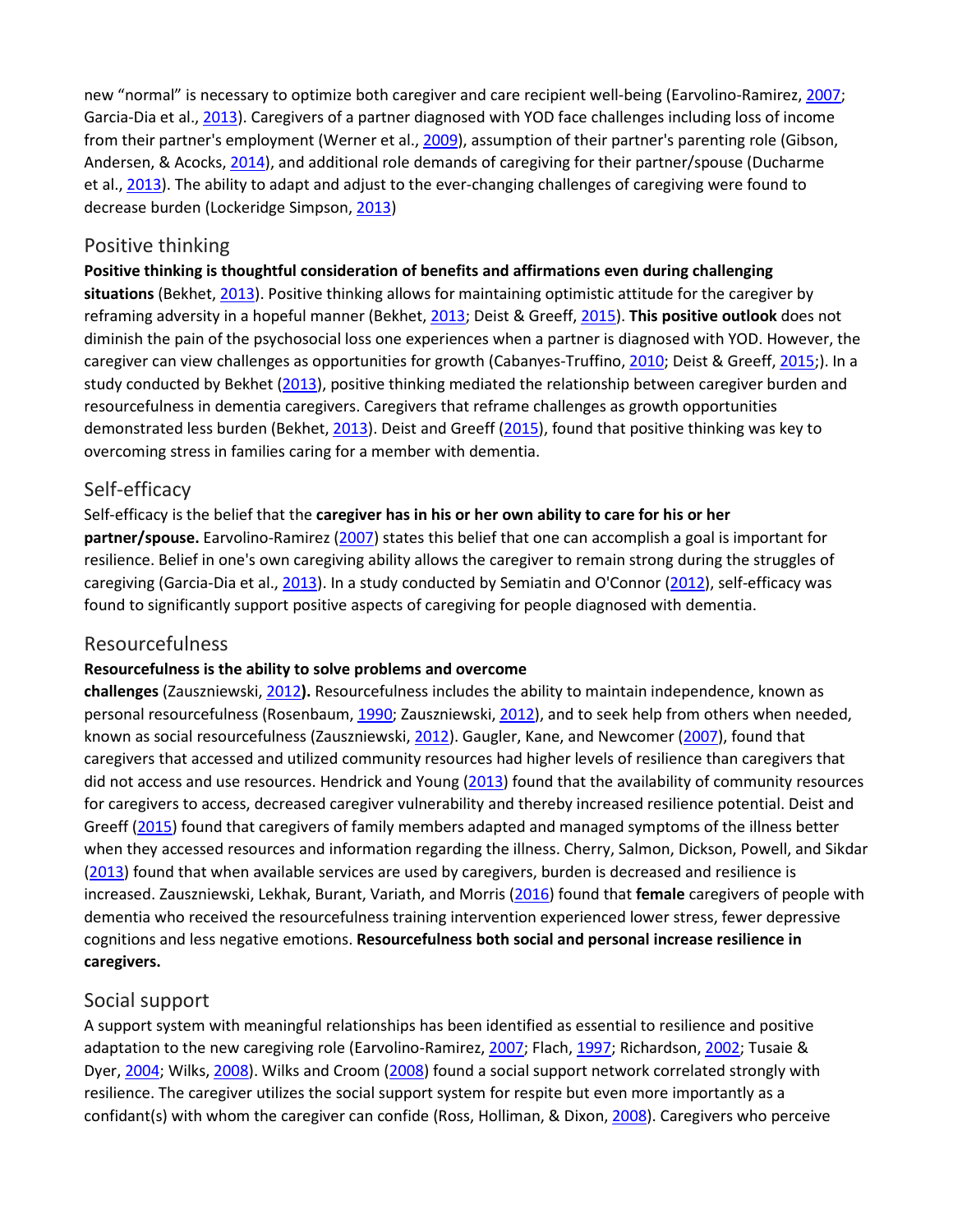new “normal” is necessary to optimize both caregiver and care recipient well-being (Earvolino-Ramirez, 2007; Garcia-Dia et al., 2013). Caregivers of a partner diagnosed with YOD face challenges including loss of income from their partner's employment (Werner et al., 2009), assumption of their partner's parenting role (Gibson, Andersen, & Acocks, 2014), and additional role demands of caregiving for their partner/spouse (Ducharme et al., 2013). The ability to adapt and adjust to the ever-changing challenges of caregiving were found to decrease burden (Lockeridge Simpson, 2013)

## Positive thinking

**Positive thinking is thoughtful consideration of benefits and affirmations even during challenging situations** (Bekhet, 2013). Positive thinking allows for maintaining optimistic attitude for the caregiver by reframing adversity in a hopeful manner (Bekhet, 2013; Deist & Greeff, 2015). **This positive outlook** does not diminish the pain of the psychosocial loss one experiences when a partner is diagnosed with YOD. However, the caregiver can view challenges as opportunities for growth (Cabanyes-Truffino, 2010; Deist & Greeff, 2015;). In a study conducted by Bekhet (2013), positive thinking mediated the relationship between caregiver burden and resourcefulness in dementia caregivers. Caregivers that reframe challenges as growth opportunities demonstrated less burden (Bekhet, 2013). Deist and Greeff (2015), found that positive thinking was key to overcoming stress in families caring for a member with dementia.

## Self-efficacy

Self-efficacy is the belief that the **caregiver has in his or her own ability to care for his or her partner/spouse.** Earvolino-Ramirez (2007) states this belief that one can accomplish a goal is important for resilience. Belief in one's own caregiving ability allows the caregiver to remain strong during the struggles of caregiving (Garcia-Dia et al., 2013). In a study conducted by Semiatin and O'Connor (2012), self-efficacy was found to significantly support positive aspects of caregiving for people diagnosed with dementia.

## Resourcefulness

**Resourcefulness is the ability to solve problems and overcome challenges** (Zauszniewski, 2012**).** Resourcefulness includes the ability to maintain independence, known as personal resourcefulness (Rosenbaum, 1990; Zauszniewski, 2012), and to seek help from others when needed, known as social resourcefulness (Zauszniewski, 2012). Gaugler, Kane, and Newcomer (2007), found that caregivers that accessed and utilized community resources had higher levels of resilience than caregivers that did not access and use resources. Hendrick and Young (2013) found that the availability of community resources for caregivers to access, decreased caregiver vulnerability and thereby increased resilience potential. Deist and Greeff (2015) found that caregivers of family members adapted and managed symptoms of the illness better when they accessed resources and information regarding the illness. Cherry, Salmon, Dickson, Powell, and Sikdar (2013) found that when available services are used by caregivers, burden is decreased and resilience is increased. Zauszniewski, Lekhak, Burant, Variath, and Morris (2016) found that **female** caregivers of people with dementia who received the resourcefulness training intervention experienced lower stress, fewer depressive cognitions and less negative emotions. **Resourcefulness both social and personal increase resilience in caregivers.**

## Social support

A support system with meaningful relationships has been identified as essential to resilience and positive adaptation to the new caregiving role (Earvolino-Ramirez, 2007; Flach, 1997; Richardson, 2002; Tusaie & Dyer, 2004; Wilks, 2008). Wilks and Croom (2008) found a social support network correlated strongly with resilience. The caregiver utilizes the social support system for respite but even more importantly as a confidant(s) with whom the caregiver can confide (Ross, Holliman, & Dixon, 2008). Caregivers who perceive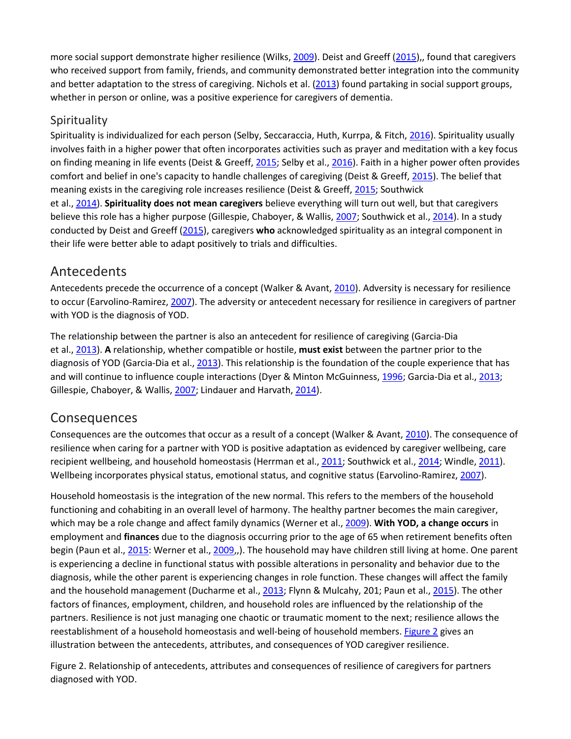more social support demonstrate higher resilience (Wilks, 2009). Deist and Greeff (2015),, found that caregivers who received support from family, friends, and community demonstrated better integration into the community and better adaptation to the stress of caregiving. Nichols et al. (2013) found partaking in social support groups, whether in person or online, was a positive experience for caregivers of dementia.

### Spirituality

Spirituality is individualized for each person (Selby, Seccaraccia, Huth, Kurrpa, & Fitch, 2016). Spirituality usually involves faith in a higher power that often incorporates activities such as prayer and meditation with a key focus on finding meaning in life events (Deist & Greeff, 2015; Selby et al., 2016). Faith in a higher power often provides comfort and belief in one's capacity to handle challenges of caregiving (Deist & Greeff, 2015). The belief that meaning exists in the caregiving role increases resilience (Deist & Greeff, 2015; Southwick et al., 2014). **Spirituality does not mean caregivers** believe everything will turn out well, but that caregivers believe this role has a higher purpose (Gillespie, Chaboyer, & Wallis, 2007; Southwick et al., 2014). In a study conducted by Deist and Greeff (2015), caregivers **who** acknowledged spirituality as an integral component in their life were better able to adapt positively to trials and difficulties.

## Antecedents

Antecedents precede the occurrence of a concept (Walker & Avant, 2010). Adversity is necessary for resilience to occur (Earvolino-Ramirez, 2007). The adversity or antecedent necessary for resilience in caregivers of partner with YOD is the diagnosis of YOD.

The relationship between the partner is also an antecedent for resilience of caregiving (Garcia-Dia et al., 2013). **A** relationship, whether compatible or hostile, **must exist** between the partner prior to the diagnosis of YOD (Garcia-Dia et al., 2013). This relationship is the foundation of the couple experience that has and will continue to influence couple interactions (Dyer & Minton McGuinness, 1996; Garcia-Dia et al., 2013; Gillespie, Chaboyer, & Wallis, 2007; Lindauer and Harvath, 2014).

## Consequences

Consequences are the outcomes that occur as a result of a concept (Walker & Avant, 2010). The consequence of resilience when caring for a partner with YOD is positive adaptation as evidenced by caregiver wellbeing, care recipient wellbeing, and household homeostasis (Herrman et al., 2011; Southwick et al., 2014; Windle, 2011). Wellbeing incorporates physical status, emotional status, and cognitive status (Earvolino-Ramirez, 2007).

Household homeostasis is the integration of the new normal. This refers to the members of the household functioning and cohabiting in an overall level of harmony. The healthy partner becomes the main caregiver, which may be a role change and affect family dynamics (Werner et al., 2009). **With YOD, a change occurs** in employment and **finances** due to the diagnosis occurring prior to the age of 65 when retirement benefits often begin (Paun et al., 2015: Werner et al., 2009,,). The household may have children still living at home. One parent is experiencing a decline in functional status with possible alterations in personality and behavior due to the diagnosis, while the other parent is experiencing changes in role function. These changes will affect the family and the household management (Ducharme et al., 2013; Flynn & Mulcahy, 201; Paun et al., 2015). The other factors of finances, employment, children, and household roles are influenced by the relationship of the partners. Resilience is not just managing one chaotic or traumatic moment to the next; resilience allows the reestablishment of a household homeostasis and well-being of household members. Figure 2 gives an illustration between the antecedents, attributes, and consequences of YOD caregiver resilience.

Figure 2. Relationship of antecedents, attributes and consequences of resilience of caregivers for partners diagnosed with YOD.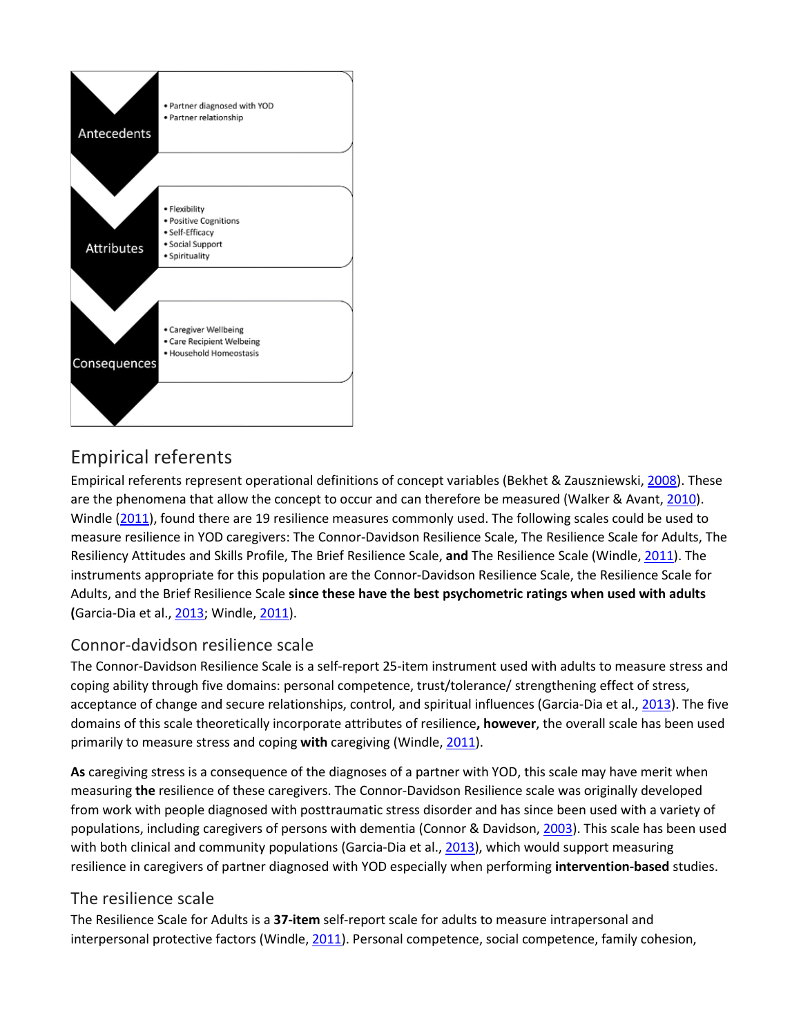**Antecedents**

- Partner diagnosed with YOD
- Partner relationship

**Attributes**

- Flexibility
- Positive Cognitions
- Self-Efficacy
- Social Support
- Spirituality

**Consequences**

- Caregiver Wellbeing
- Care Recipient Welbeing
- Household Homeostasis

## Empirical referents

Empirical referents represent operational definitions of concept variables (Bekhet & Zauszniewski, 2008). These are the phenomena that allow the concept to occur and can therefore be measured (Walker & Avant, 2010). Windle (2011), found there are 19 resilience measures commonly used. The following scales could be used to measure resilience in YOD caregivers: The Connor-Davidson Resilience Scale, The Resilience Scale for Adults, The Resiliency Attitudes and Skills Profile, The Brief Resilience Scale, **and** The Resilience Scale (Windle, 2011). The instruments appropriate for this population are the Connor-Davidson Resilience Scale, the Resilience Scale for Adults, and the Brief Resilience Scale **since these have the best psychometric ratings when used with adults (**Garcia-Dia et al., 2013; Windle, 2011).

### Connor-davidson resilience scale

The Connor-Davidson Resilience Scale is a self-report 25-item instrument used with adults to measure stress and coping ability through five domains: personal competence, trust/tolerance/ strengthening effect of stress, acceptance of change and secure relationships, control, and spiritual influences (Garcia-Dia et al., 2013). The five domains of this scale theoretically incorporate attributes of resilience**, however**, the overall scale has been used primarily to measure stress and coping **with** caregiving (Windle, 2011).

**As** caregiving stress is a consequence of the diagnoses of a partner with YOD, this scale may have merit when measuring **the** resilience of these caregivers. The Connor-Davidson Resilience scale was originally developed from work with people diagnosed with posttraumatic stress disorder and has since been used with a variety of populations, including caregivers of persons with dementia (Connor & Davidson, 2003). This scale has been used with both clinical and community populations (Garcia-Dia et al., 2013), which would support measuring resilience in caregivers of partner diagnosed with YOD especially when performing **intervention-based** studies.

### The resilience scale

The Resilience Scale for Adults is a **37-item** self-report scale for adults to measure intrapersonal and interpersonal protective factors (Windle, 2011). Personal competence, social competence, family cohesion,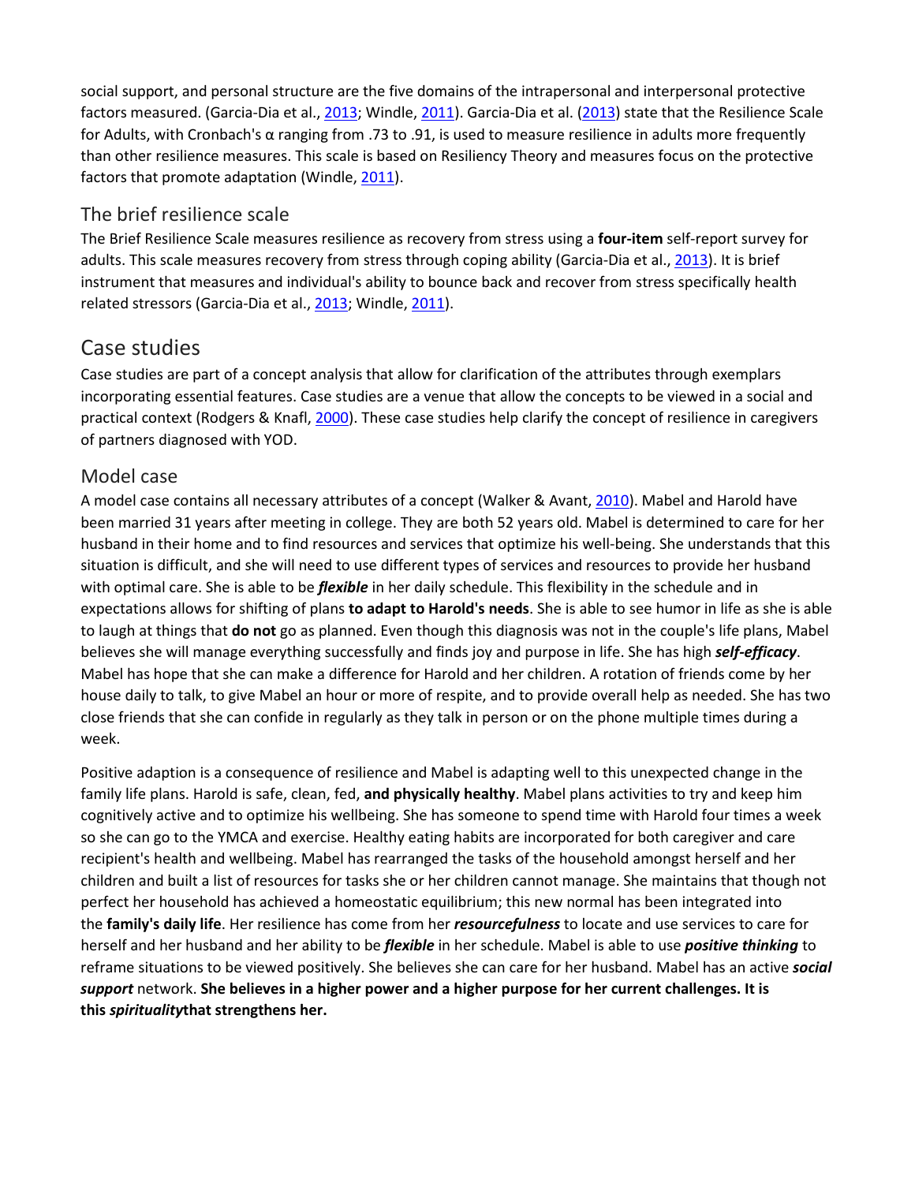social support, and personal structure are the five domains of the intrapersonal and interpersonal protective factors measured. (Garcia-Dia et al., 2013; Windle, 2011). Garcia-Dia et al. (2013) state that the Resilience Scale for Adults, with Cronbach's α ranging from .73 to .91, is used to measure resilience in adults more frequently than other resilience measures. This scale is based on Resiliency Theory and measures focus on the protective factors that promote adaptation (Windle, 2011).

### The brief resilience scale

The Brief Resilience Scale measures resilience as recovery from stress using a **four-item** self-report survey for adults. This scale measures recovery from stress through coping ability (Garcia-Dia et al., 2013). It is brief instrument that measures and individual's ability to bounce back and recover from stress specifically health related stressors (Garcia-Dia et al., 2013; Windle, 2011).

## Case studies

Case studies are part of a concept analysis that allow for clarification of the attributes through exemplars incorporating essential features. Case studies are a venue that allow the concepts to be viewed in a social and practical context (Rodgers & Knafl, 2000). These case studies help clarify the concept of resilience in caregivers of partners diagnosed with YOD.

### Model case

A model case contains all necessary attributes of a concept (Walker & Avant, 2010). Mabel and Harold have been married 31 years after meeting in college. They are both 52 years old. Mabel is determined to care for her husband in their home and to find resources and services that optimize his well-being. She understands that this situation is difficult, and she will need to use different types of services and resources to provide her husband with optimal care. She is able to be ***flexible*** in her daily schedule. This flexibility in the schedule and in expectations allows for shifting of plans **to adapt to Harold's needs**. She is able to see humor in life as she is able to laugh at things that **do not** go as planned. Even though this diagnosis was not in the couple's life plans, Mabel believes she will manage everything successfully and finds joy and purpose in life. She has high ***self-efficacy***. Mabel has hope that she can make a difference for Harold and her children. A rotation of friends come by her house daily to talk, to give Mabel an hour or more of respite, and to provide overall help as needed. She has two close friends that she can confide in regularly as they talk in person or on the phone multiple times during a week.

Positive adaption is a consequence of resilience and Mabel is adapting well to this unexpected change in the family life plans. Harold is safe, clean, fed, **and physically healthy**. Mabel plans activities to try and keep him cognitively active and to optimize his wellbeing. She has someone to spend time with Harold four times a week so she can go to the YMCA and exercise. Healthy eating habits are incorporated for both caregiver and care recipient's health and wellbeing. Mabel has rearranged the tasks of the household amongst herself and her children and built a list of resources for tasks she or her children cannot manage. She maintains that though not perfect her household has achieved a homeostatic equilibrium; this new normal has been integrated into the **family's daily life**. Her resilience has come from her ***resourcefulness*** to locate and use services to care for herself and her husband and her ability to be ***flexible*** in her schedule. Mabel is able to use ***positive thinking*** to reframe situations to be viewed positively. She believes she can care for her husband. Mabel has an active ***social support*** network. **She believes in a higher power and a higher purpose for her current challenges. It is this *spirituality*that strengthens her.**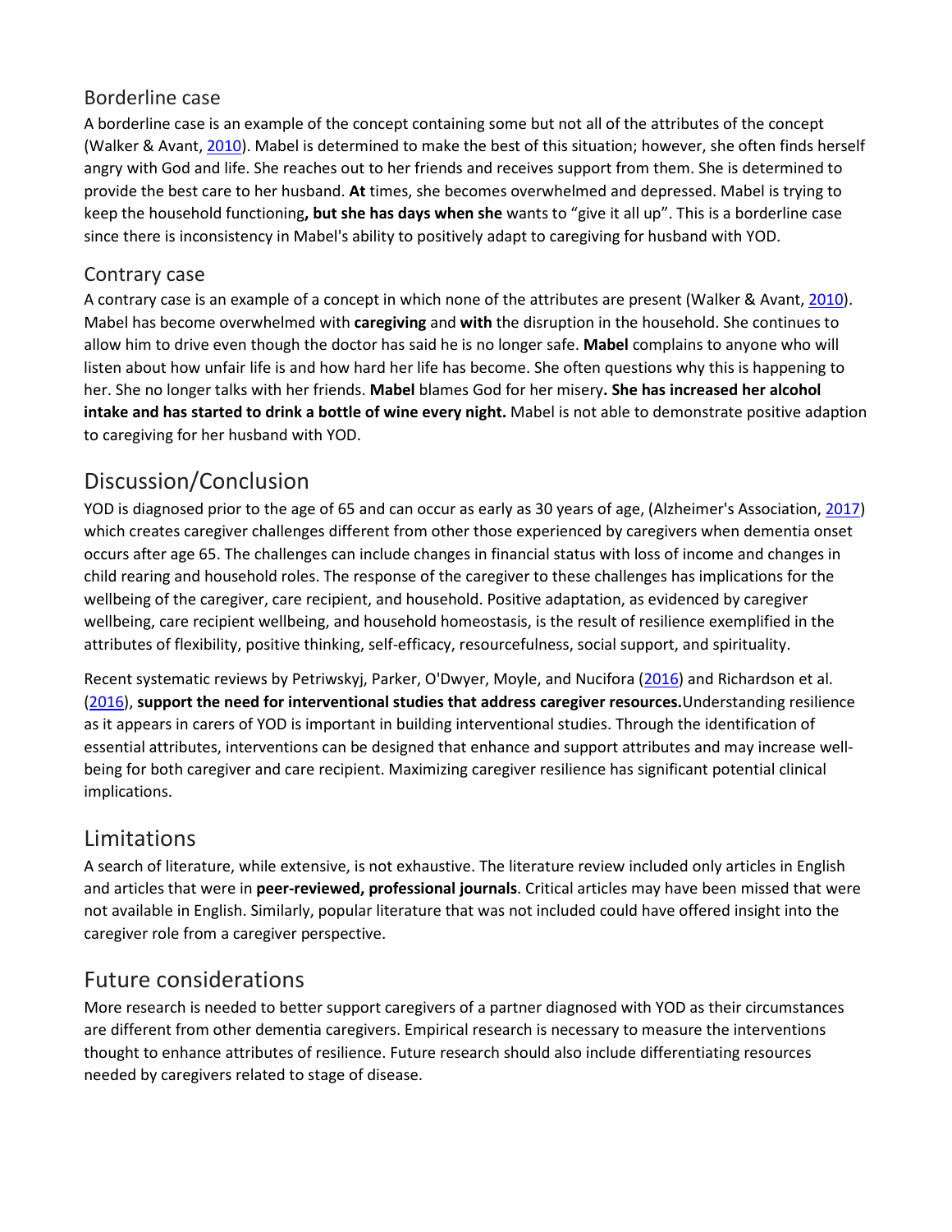### Borderline case

A borderline case is an example of the concept containing some but not all of the attributes of the concept (Walker & Avant, 2010). Mabel is determined to make the best of this situation; however, she often finds herself angry with God and life. She reaches out to her friends and receives support from them. She is determined to provide the best care to her husband. **At** times, she becomes overwhelmed and depressed. Mabel is trying to keep the household functioning**, but she has days when she** wants to "give it all up". This is a borderline case since there is inconsistency in Mabel's ability to positively adapt to caregiving for husband with YOD.

### Contrary case

A contrary case is an example of a concept in which none of the attributes are present (Walker & Avant, 2010). Mabel has become overwhelmed with **caregiving** and **with** the disruption in the household. She continues to allow him to drive even though the doctor has said he is no longer safe. **Mabel** complains to anyone who will listen about how unfair life is and how hard her life has become. She often questions why this is happening to her. She no longer talks with her friends. **Mabel** blames God for her misery**. She has increased her alcohol intake and has started to drink a bottle of wine every night.** Mabel is not able to demonstrate positive adaption to caregiving for her husband with YOD.

## Discussion/Conclusion

YOD is diagnosed prior to the age of 65 and can occur as early as 30 years of age, (Alzheimer's Association, 2017) which creates caregiver challenges different from other those experienced by caregivers when dementia onset occurs after age 65. The challenges can include changes in financial status with loss of income and changes in child rearing and household roles. The response of the caregiver to these challenges has implications for the wellbeing of the caregiver, care recipient, and household. Positive adaptation, as evidenced by caregiver wellbeing, care recipient wellbeing, and household homeostasis, is the result of resilience exemplified in the attributes of flexibility, positive thinking, self-efficacy, resourcefulness, social support, and spirituality.

Recent systematic reviews by Petriwskyj, Parker, O'Dwyer, Moyle, and Nucifora (2016) and Richardson et al. (2016), **support the need for interventional studies that address caregiver resources.**Understanding resilience as it appears in carers of YOD is important in building interventional studies. Through the identification of essential attributes, interventions can be designed that enhance and support attributes and may increase well-being for both caregiver and care recipient. Maximizing caregiver resilience has significant potential clinical implications.

## Limitations

A search of literature, while extensive, is not exhaustive. The literature review included only articles in English and articles that were in **peer-reviewed, professional journals**. Critical articles may have been missed that were not available in English. Similarly, popular literature that was not included could have offered insight into the caregiver role from a caregiver perspective.

## Future considerations

More research is needed to better support caregivers of a partner diagnosed with YOD as their circumstances are different from other dementia caregivers. Empirical research is necessary to measure the interventions thought to enhance attributes of resilience. Future research should also include differentiating resources needed by caregivers related to stage of disease.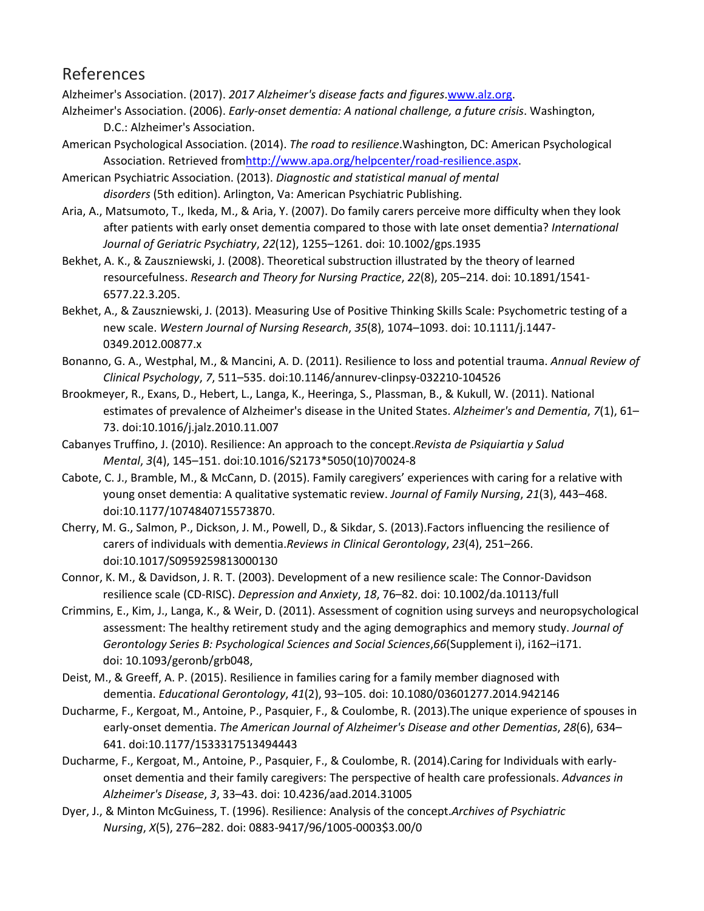# References

Alzheimer's Association. (2017). *2017 Alzheimer's disease facts and figures*.www.alz.org.

Alzheimer's Association. (2006). *Early-onset dementia: A national challenge, a future crisis*. Washington, D.C.: Alzheimer's Association.

American Psychological Association. (2014). *The road to resilience*.Washington, DC: American Psychological Association. Retrieved fromhttp://www.apa.org/helpcenter/road-resilience.aspx.

American Psychiatric Association. (2013). *Diagnostic and statistical manual of mental disorders* (5th edition). Arlington, Va: American Psychiatric Publishing.

Aria, A., Matsumoto, T., Ikeda, M., & Aria, Y. (2007). Do family carers perceive more difficulty when they look after patients with early onset dementia compared to those with late onset dementia? *International Journal of Geriatric Psychiatry*, *22*(12), 1255–1261. doi: 10.1002/gps.1935

Bekhet, A. K., & Zauszniewski, J. (2008). Theoretical substruction illustrated by the theory of learned resourcefulness. *Research and Theory for Nursing Practice*, *22*(8), 205–214. doi: 10.1891/1541-6577.22.3.205.

Bekhet, A., & Zauszniewski, J. (2013). Measuring Use of Positive Thinking Skills Scale: Psychometric testing of a new scale. *Western Journal of Nursing Research*, *35*(8), 1074–1093. doi: 10.1111/j.1447-0349.2012.00877.x

Bonanno, G. A., Westphal, M., & Mancini, A. D. (2011). Resilience to loss and potential trauma. *Annual Review of Clinical Psychology*, *7*, 511–535. doi:10.1146/annurev-clinpsy-032210-104526

Brookmeyer, R., Exans, D., Hebert, L., Langa, K., Heeringa, S., Plassman, B., & Kukull, W. (2011). National estimates of prevalence of Alzheimer's disease in the United States. *Alzheimer's and Dementia*, *7*(1), 61–73. doi:10.1016/j.jalz.2010.11.007

Cabanyes Truffino, J. (2010). Resilience: An approach to the concept.*Revista de Psiquiartia y Salud Mental*, *3*(4), 145–151. doi:10.1016/S2173*5050(10)70024-8

Cabote, C. J., Bramble, M., & McCann, D. (2015). Family caregivers' experiences with caring for a relative with young onset dementia: A qualitative systematic review. *Journal of Family Nursing*, *21*(3), 443–468. doi:10.1177/1074840715573870.

Cherry, M. G., Salmon, P., Dickson, J. M., Powell, D., & Sikdar, S. (2013).Factors influencing the resilience of carers of individuals with dementia.*Reviews in Clinical Gerontology*, *23*(4), 251–266. doi:10.1017/S0959259813000130

Connor, K. M., & Davidson, J. R. T. (2003). Development of a new resilience scale: The Connor-Davidson resilience scale (CD-RISC). *Depression and Anxiety*, *18*, 76–82. doi: 10.1002/da.10113/full

Crimmins, E., Kim, J., Langa, K., & Weir, D. (2011). Assessment of cognition using surveys and neuropsychological assessment: The healthy retirement study and the aging demographics and memory study. *Journal of Gerontology Series B: Psychological Sciences and Social Sciences*,*66*(Supplement i), i162–i171. doi: 10.1093/geronb/grb048,

Deist, M., & Greeff, A. P. (2015). Resilience in families caring for a family member diagnosed with dementia. *Educational Gerontology*, *41*(2), 93–105. doi: 10.1080/03601277.2014.942146

Ducharme, F., Kergoat, M., Antoine, P., Pasquier, F., & Coulombe, R. (2013).The unique experience of spouses in early-onset dementia. *The American Journal of Alzheimer's Disease and other Dementias*, *28*(6), 634–641. doi:10.1177/1533317513494443

Ducharme, F., Kergoat, M., Antoine, P., Pasquier, F., & Coulombe, R. (2014).Caring for Individuals with early-onset dementia and their family caregivers: The perspective of health care professionals. *Advances in Alzheimer's Disease*, *3*, 33–43. doi: 10.4236/aad.2014.31005

Dyer, J., & Minton McGuiness, T. (1996). Resilience: Analysis of the concept.*Archives of Psychiatric Nursing*, *X*(5), 276–282. doi: 0883-9417/96/1005-0003$3.00/0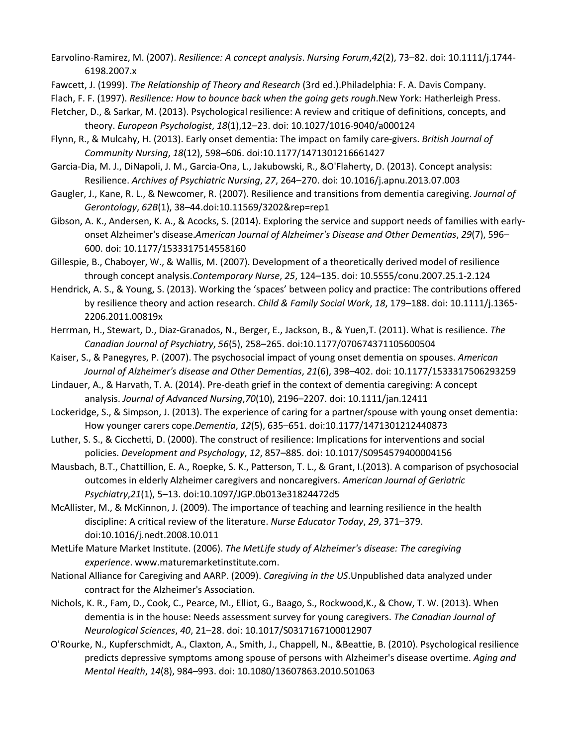Earvolino-Ramirez, M. (2007). *Resilience: A concept analysis*. *Nursing Forum*,*42*(2), 73–82. doi: 10.1111/j.1744-6198.2007.x

Fawcett, J. (1999). *The Relationship of Theory and Research* (3rd ed.).Philadelphia: F. A. Davis Company.

Flach, F. F. (1997). *Resilience: How to bounce back when the going gets rough*.New York: Hatherleigh Press.

Fletcher, D., & Sarkar, M. (2013). Psychological resilience: A review and critique of definitions, concepts, and theory. *European Psychologist*, *18*(1),12–23. doi: 10.1027/1016-9040/a000124

Flynn, R., & Mulcahy, H. (2013). Early onset dementia: The impact on family care-givers. *British Journal of Community Nursing*, *18*(12), 598–606. doi:10.1177/1471301216661427

Garcia-Dia, M. J., DiNapoli, J. M., Garcia-Ona, L., Jakubowski, R., &O'Flaherty, D. (2013). Concept analysis: Resilience. *Archives of Psychiatric Nursing*, *27*, 264–270. doi: 10.1016/j.apnu.2013.07.003

Gaugler, J., Kane, R. L., & Newcomer, R. (2007). Resilience and transitions from dementia caregiving. *Journal of Gerontology*, *62B*(1), 38–44.doi:10.11569/3202&rep=rep1

Gibson, A. K., Andersen, K. A., & Acocks, S. (2014). Exploring the service and support needs of families with early-onset Alzheimer's disease.*American Journal of Alzheimer's Disease and Other Dementias*, *29*(7), 596–600. doi: 10.1177/1533317514558160

Gillespie, B., Chaboyer, W., & Wallis, M. (2007). Development of a theoretically derived model of resilience through concept analysis.*Contemporary Nurse*, *25*, 124–135. doi: 10.5555/conu.2007.25.1-2.124

Hendrick, A. S., & Young, S. (2013). Working the 'spaces' between policy and practice: The contributions offered by resilience theory and action research. *Child & Family Social Work*, *18*, 179–188. doi: 10.1111/j.1365-2206.2011.00819x

Herrman, H., Stewart, D., Diaz-Granados, N., Berger, E., Jackson, B., & Yuen,T. (2011). What is resilience. *The Canadian Journal of Psychiatry*, *56*(5), 258–265. doi:10.1177/070674371105600504

Kaiser, S., & Panegyres, P. (2007). The psychosocial impact of young onset dementia on spouses. *American Journal of Alzheimer's disease and Other Dementias*, *21*(6), 398–402. doi: 10.1177/1533317506293259

Lindauer, A., & Harvath, T. A. (2014). Pre-death grief in the context of dementia caregiving: A concept analysis. *Journal of Advanced Nursing*,*70*(10), 2196–2207. doi: 10.1111/jan.12411

Lockeridge, S., & Simpson, J. (2013). The experience of caring for a partner/spouse with young onset dementia: How younger carers cope.*Dementia*, *12*(5), 635–651. doi:10.1177/1471301212440873

Luther, S. S., & Cicchetti, D. (2000). The construct of resilience: Implications for interventions and social policies. *Development and Psychology*, *12*, 857–885. doi: 10.1017/S0954579400004156

Mausbach, B.T., Chattillion, E. A., Roepke, S. K., Patterson, T. L., & Grant, I.(2013). A comparison of psychosocial outcomes in elderly Alzheimer caregivers and noncaregivers. *American Journal of Geriatric Psychiatry*,*21*(1), 5–13. doi:10.1097/JGP.0b013e31824472d5

McAllister, M., & McKinnon, J. (2009). The importance of teaching and learning resilience in the health discipline: A critical review of the literature. *Nurse Educator Today*, *29*, 371–379. doi:10.1016/j.nedt.2008.10.011

MetLife Mature Market Institute. (2006). *The MetLife study of Alzheimer's disease: The caregiving experience*. www.maturemarketinstitute.com.

National Alliance for Caregiving and AARP. (2009). *Caregiving in the US*.Unpublished data analyzed under contract for the Alzheimer's Association.

Nichols, K. R., Fam, D., Cook, C., Pearce, M., Elliot, G., Baago, S., Rockwood,K., & Chow, T. W. (2013). When dementia is in the house: Needs assessment survey for young caregivers. *The Canadian Journal of Neurological Sciences*, *40*, 21–28. doi: 10.1017/S0317167100012907

O'Rourke, N., Kupferschmidt, A., Claxton, A., Smith, J., Chappell, N., &Beattie, B. (2010). Psychological resilience predicts depressive symptoms among spouse of persons with Alzheimer's disease overtime. *Aging and Mental Health*, *14*(8), 984–993. doi: 10.1080/13607863.2010.501063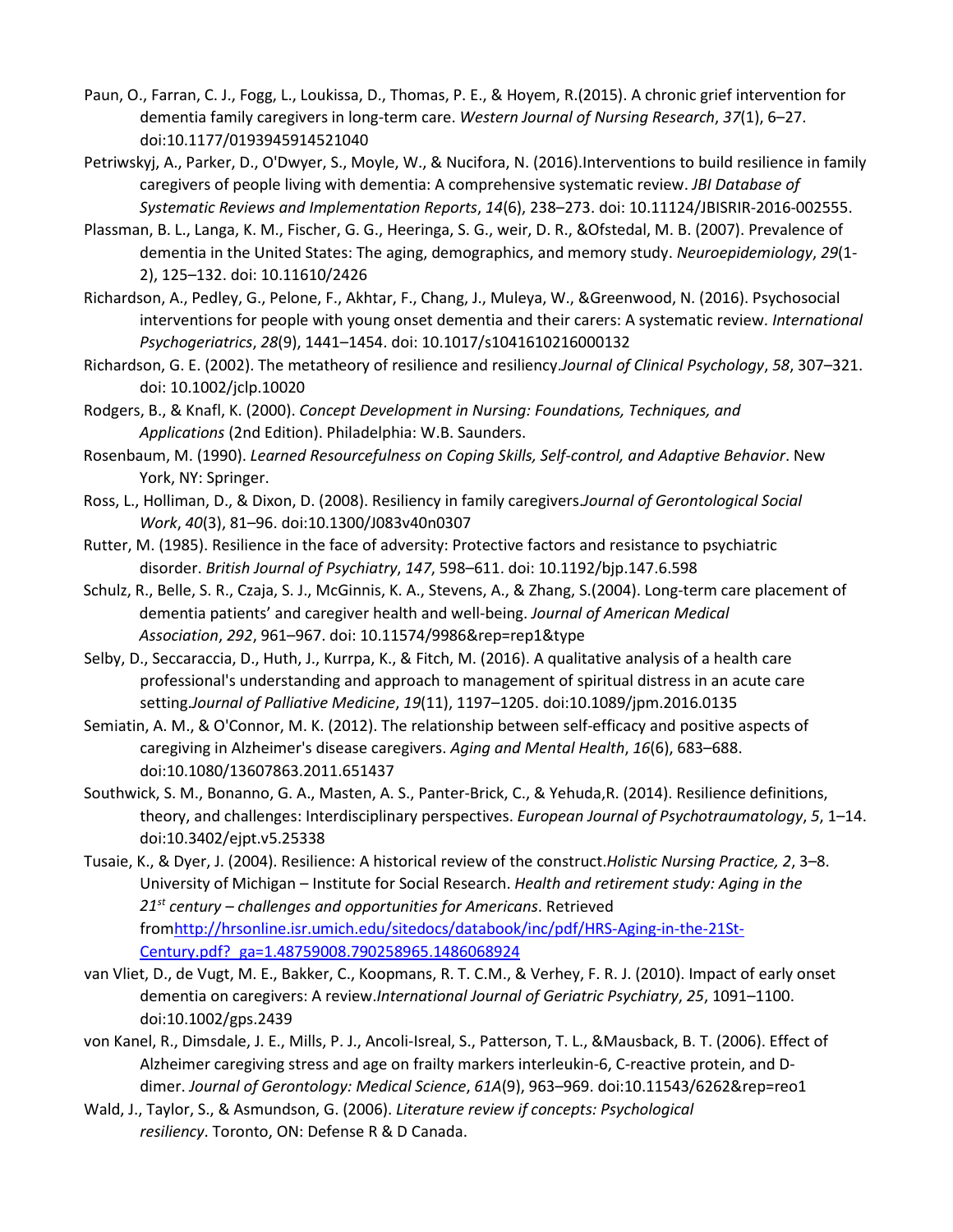Paun, O., Farran, C. J., Fogg, L., Loukissa, D., Thomas, P. E., & Hoyem, R.(2015). A chronic grief intervention for dementia family caregivers in long-term care. *Western Journal of Nursing Research*, *37*(1), 6–27. doi:10.1177/0193945914521040

Petriwskyj, A., Parker, D., O'Dwyer, S., Moyle, W., & Nucifora, N. (2016).Interventions to build resilience in family caregivers of people living with dementia: A comprehensive systematic review. *JBI Database of Systematic Reviews and Implementation Reports*, *14*(6), 238–273. doi: 10.11124/JBISRIR-2016-002555.

Plassman, B. L., Langa, K. M., Fischer, G. G., Heeringa, S. G., weir, D. R., &Ofstedal, M. B. (2007). Prevalence of dementia in the United States: The aging, demographics, and memory study. *Neuroepidemiology*, *29*(1-2), 125–132. doi: 10.11610/2426

Richardson, A., Pedley, G., Pelone, F., Akhtar, F., Chang, J., Muleya, W., &Greenwood, N. (2016). Psychosocial interventions for people with young onset dementia and their carers: A systematic review. *International Psychogeriatrics*, *28*(9), 1441–1454. doi: 10.1017/s1041610216000132

Richardson, G. E. (2002). The metatheory of resilience and resiliency.*Journal of Clinical Psychology*, *58*, 307–321. doi: 10.1002/jclp.10020

Rodgers, B., & Knafl, K. (2000). *Concept Development in Nursing: Foundations, Techniques, and Applications* (2nd Edition). Philadelphia: W.B. Saunders.

Rosenbaum, M. (1990). *Learned Resourcefulness on Coping Skills, Self-control, and Adaptive Behavior*. New York, NY: Springer.

Ross, L., Holliman, D., & Dixon, D. (2008). Resiliency in family caregivers.*Journal of Gerontological Social Work*, *40*(3), 81–96. doi:10.1300/J083v40n0307

Rutter, M. (1985). Resilience in the face of adversity: Protective factors and resistance to psychiatric disorder. *British Journal of Psychiatry*, *147*, 598–611. doi: 10.1192/bjp.147.6.598

Schulz, R., Belle, S. R., Czaja, S. J., McGinnis, K. A., Stevens, A., & Zhang, S.(2004). Long-term care placement of dementia patients' and caregiver health and well-being. *Journal of American Medical Association*, *292*, 961–967. doi: 10.11574/9986&rep=rep1&type

Selby, D., Seccaraccia, D., Huth, J., Kurrpa, K., & Fitch, M. (2016). A qualitative analysis of a health care professional's understanding and approach to management of spiritual distress in an acute care setting.*Journal of Palliative Medicine*, *19*(11), 1197–1205. doi:10.1089/jpm.2016.0135

Semiatin, A. M., & O'Connor, M. K. (2012). The relationship between self-efficacy and positive aspects of caregiving in Alzheimer's disease caregivers. *Aging and Mental Health*, *16*(6), 683–688. doi:10.1080/13607863.2011.651437

Southwick, S. M., Bonanno, G. A., Masten, A. S., Panter-Brick, C., & Yehuda,R. (2014). Resilience definitions, theory, and challenges: Interdisciplinary perspectives. *European Journal of Psychotraumatology*, *5*, 1–14. doi:10.3402/ejpt.v5.25338

Tusaie, K., & Dyer, J. (2004). Resilience: A historical review of the construct.*Holistic Nursing Practice, 2*, 3–8. University of Michigan – Institute for Social Research. *Health and retirement study: Aging in the 21st century – challenges and opportunities for Americans*. Retrieved from[http://hrsonline.isr.umich.edu/sitedocs/databook/inc/pdf/HRS-Aging-in-the-21St-Century.pdf?_ga=1.48759008.790258965.1486068924](http://hrsonline.isr.umich.edu/sitedocs/databook/inc/pdf/HRS-Aging-in-the-21St-Century.pdf?_ga=1.48759008.790258965.1486068924)

van Vliet, D., de Vugt, M. E., Bakker, C., Koopmans, R. T. C.M., & Verhey, F. R. J. (2010). Impact of early onset dementia on caregivers: A review.*International Journal of Geriatric Psychiatry*, *25*, 1091–1100. doi:10.1002/gps.2439

von Kanel, R., Dimsdale, J. E., Mills, P. J., Ancoli-Isreal, S., Patterson, T. L., &Mausback, B. T. (2006). Effect of Alzheimer caregiving stress and age on frailty markers interleukin-6, C-reactive protein, and D-dimer. *Journal of Gerontology: Medical Science*, *61A*(9), 963–969. doi:10.11543/6262&rep=reo1

Wald, J., Taylor, S., & Asmundson, G. (2006). *Literature review if concepts: Psychological resiliency*. Toronto, ON: Defense R & D Canada.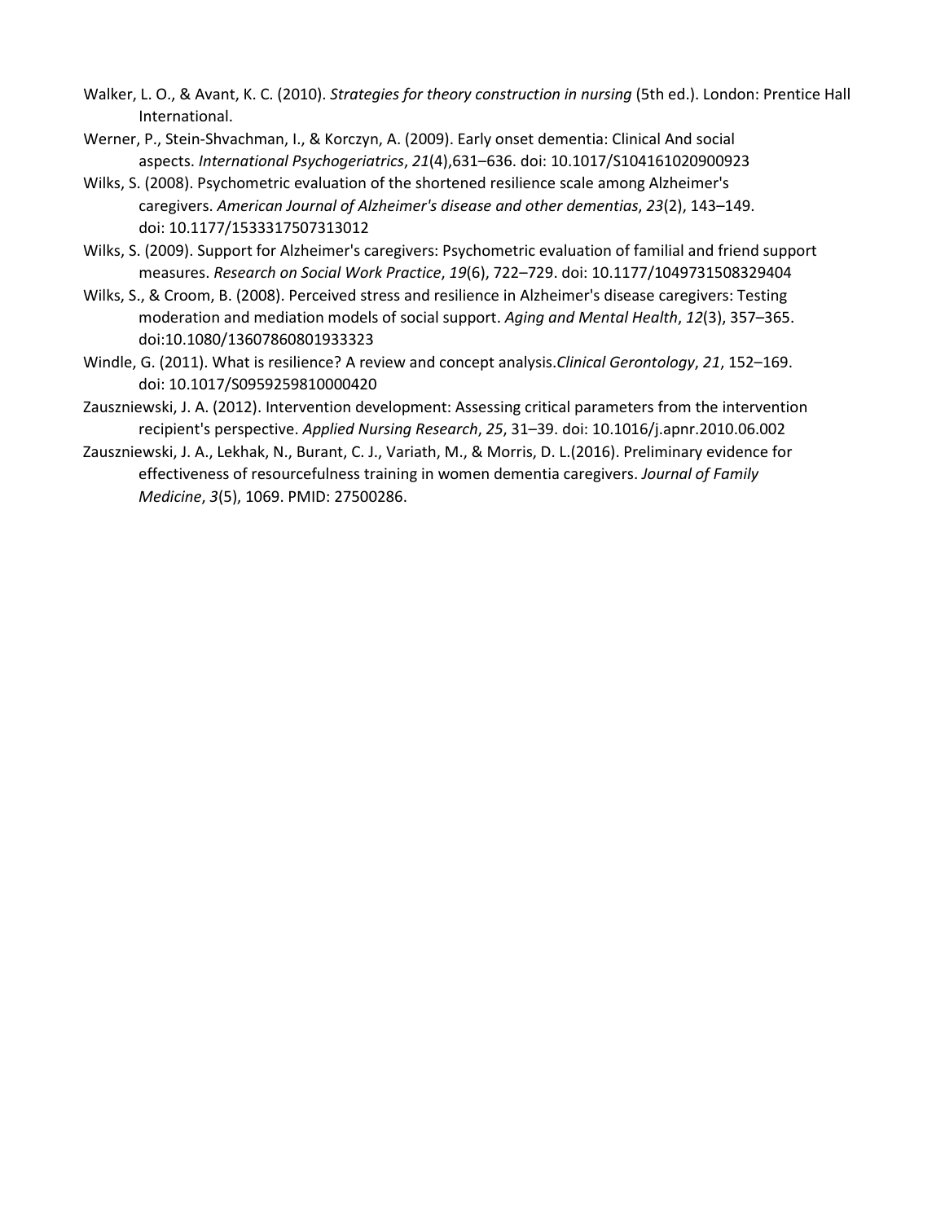Walker, L. O., & Avant, K. C. (2010). *Strategies for theory construction in nursing* (5th ed.). London: Prentice Hall International.

Werner, P., Stein-Shvachman, I., & Korczyn, A. (2009). Early onset dementia: Clinical And social aspects. *International Psychogeriatrics*, *21*(4),631–636. doi: 10.1017/S104161020900923

Wilks, S. (2008). Psychometric evaluation of the shortened resilience scale among Alzheimer's caregivers. *American Journal of Alzheimer's disease and other dementias*, *23*(2), 143–149. doi: 10.1177/1533317507313012

Wilks, S. (2009). Support for Alzheimer's caregivers: Psychometric evaluation of familial and friend support measures. *Research on Social Work Practice*, *19*(6), 722–729. doi: 10.1177/1049731508329404

Wilks, S., & Croom, B. (2008). Perceived stress and resilience in Alzheimer's disease caregivers: Testing moderation and mediation models of social support. *Aging and Mental Health*, *12*(3), 357–365. doi:10.1080/13607860801933323

Windle, G. (2011). What is resilience? A review and concept analysis.*Clinical Gerontology*, *21*, 152–169. doi: 10.1017/S0959259810000420

Zauszniewski, J. A. (2012). Intervention development: Assessing critical parameters from the intervention recipient's perspective. *Applied Nursing Research*, *25*, 31–39. doi: 10.1016/j.apnr.2010.06.002

Zauszniewski, J. A., Lekhak, N., Burant, C. J., Variath, M., & Morris, D. L.(2016). Preliminary evidence for effectiveness of resourcefulness training in women dementia caregivers. *Journal of Family Medicine*, *3*(5), 1069. PMID: 27500286.